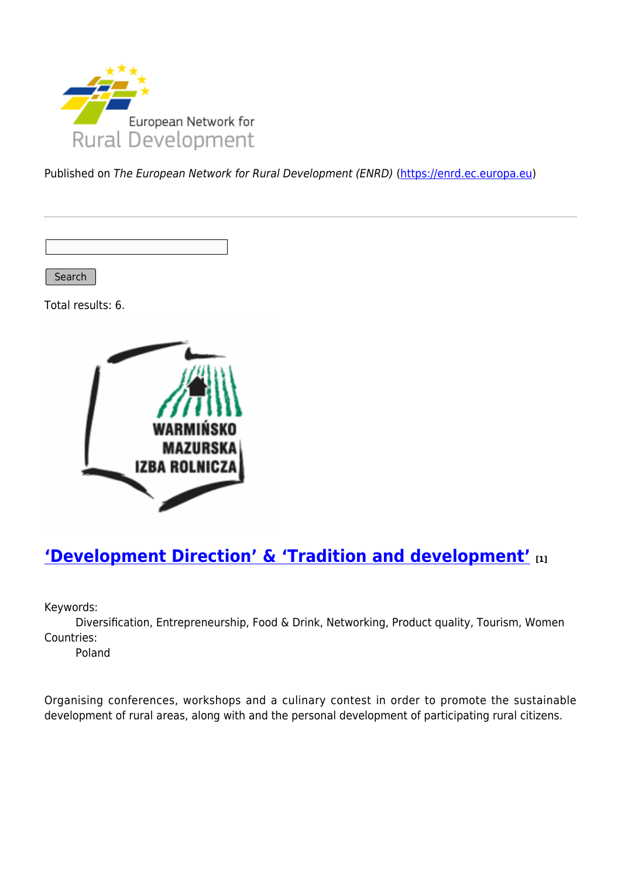Published on *The European Network for Rural Development (ENRD)* (https://enrd.ec.europa.eu)

Search

Total results: 6.

## ‘Development Direction’ & ‘Tradition and development’ [1]

Keywords:
Diversification, Entrepreneurship, Food & Drink, Networking, Product quality, Tourism, Women

Countries:
Poland

Organising conferences, workshops and a culinary contest in order to promote the sustainable development of rural areas, along with and the personal development of participating rural citizens.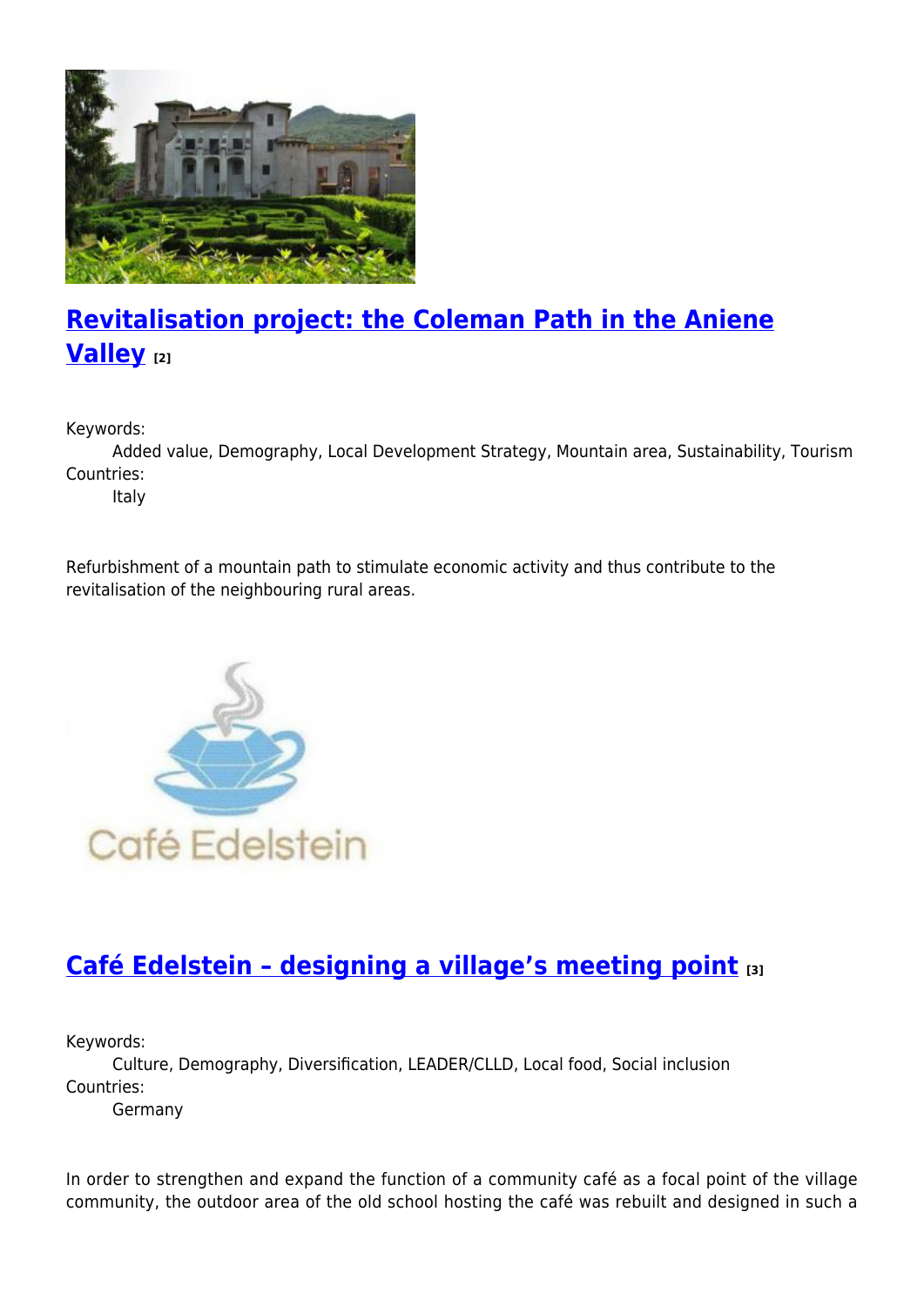## Revitalisation project: the Coleman Path in the Aniene Valley [2]

Keywords:
: Added value, Demography, Local Development Strategy, Mountain area, Sustainability, Tourism

Countries:
: Italy

Refurbishment of a mountain path to stimulate economic activity and thus contribute to the revitalisation of the neighbouring rural areas.

## Café Edelstein – designing a village's meeting point [3]

Keywords:
: Culture, Demography, Diversification, LEADER/CLLD, Local food, Social inclusion

Countries:
: Germany

In order to strengthen and expand the function of a community café as a focal point of the village community, the outdoor area of the old school hosting the café was rebuilt and designed in such a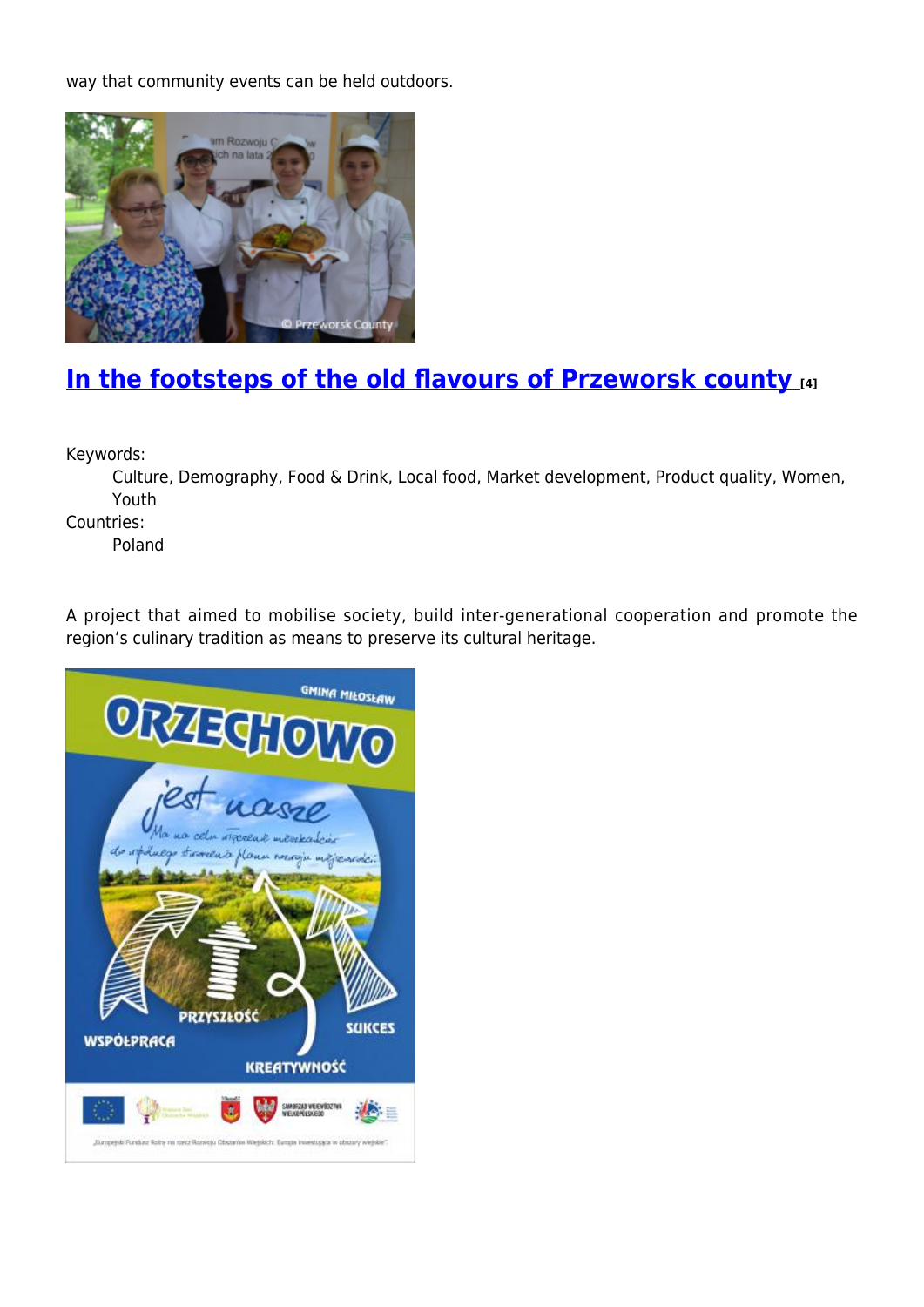way that community events can be held outdoors.

## In the footsteps of the old flavours of Przeworsk county [4]

Keywords:

Culture, Demography, Food & Drink, Local food, Market development, Product quality, Women, Youth

Countries:

Poland

A project that aimed to mobilise society, build inter-generational cooperation and promote the region's culinary tradition as means to preserve its cultural heritage.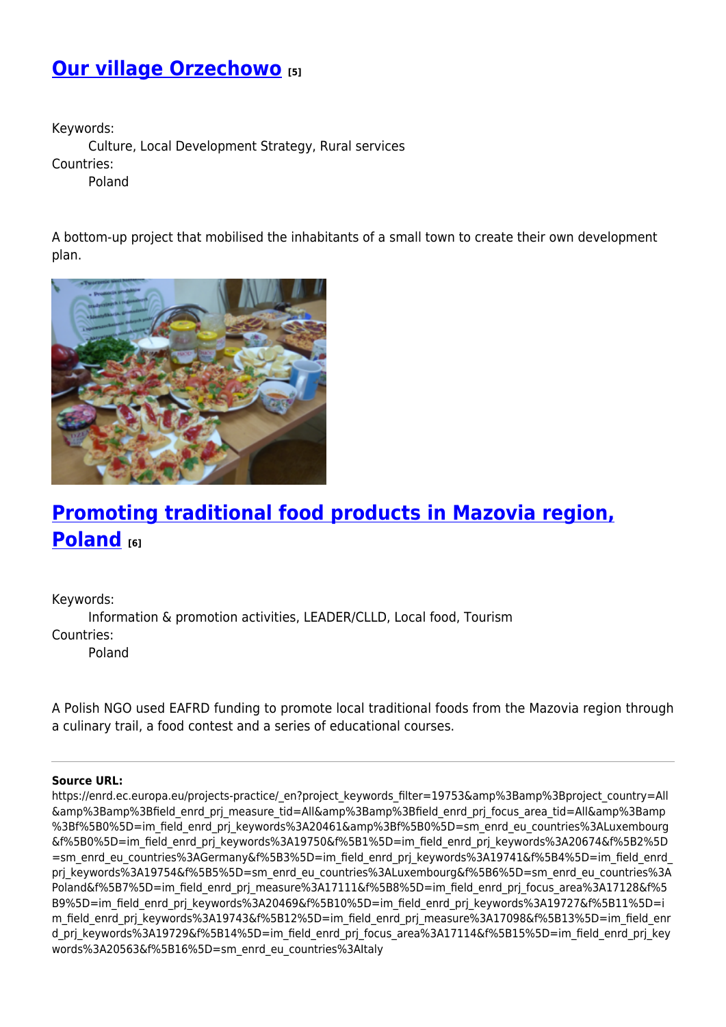## [Our village Orzechowo](#) [5]

Keywords:
Culture, Local Development Strategy, Rural services

Countries:
Poland

A bottom-up project that mobilised the inhabitants of a small town to create their own development plan.

## [Promoting traditional food products in Mazovia region, Poland](#) [6]

Keywords:
Information & promotion activities, LEADER/CLLD, Local food, Tourism

Countries:
Poland

A Polish NGO used EAFRD funding to promote local traditional foods from the Mazovia region through a culinary trail, a food contest and a series of educational courses.

---

**Source URL:** https://enrd.ec.europa.eu/projects-practice/_en?project_keywords_filter=19753&amp%3Bamp%3Bproject_country=All&amp%3Bamp%3Bfield_enrd_prj_measure_tid=All&amp%3Bamp%3Bfield_enrd_prj_focus_area_tid=All&amp%3Bamp%3Bf%5B0%5D=im_field_enrd_prj_keywords%3A20461&amp%3Bf%5B0%5D=sm_enrd_eu_countries%3ALuxembourg&f%5B0%5D=im_field_enrd_prj_keywords%3A19750&f%5B1%5D=im_field_enrd_prj_keywords%3A20674&f%5B2%5D=sm_enrd_eu_countries%3AGermany&f%5B3%5D=im_field_enrd_prj_keywords%3A19741&f%5B4%5D=im_field_enrd_prj_keywords%3A19754&f%5B5%5D=sm_enrd_eu_countries%3ALuxembourg&f%5B6%5D=sm_enrd_eu_countries%3APoland&f%5B7%5D=im_field_enrd_prj_measure%3A17111&f%5B8%5D=im_field_enrd_prj_focus_area%3A17128&f%5B9%5D=im_field_enrd_prj_keywords%3A20469&f%5B10%5D=im_field_enrd_prj_keywords%3A19727&f%5B11%5D=im_field_enrd_prj_keywords%3A19743&f%5B12%5D=im_field_enrd_prj_measure%3A17098&f%5B13%5D=im_field_enrd_prj_keywords%3A19729&f%5B14%5D=im_field_enrd_prj_focus_area%3A17114&f%5B15%5D=im_field_enrd_prj_keywords%3A20563&f%5B16%5D=sm_enrd_eu_countries%3AItaly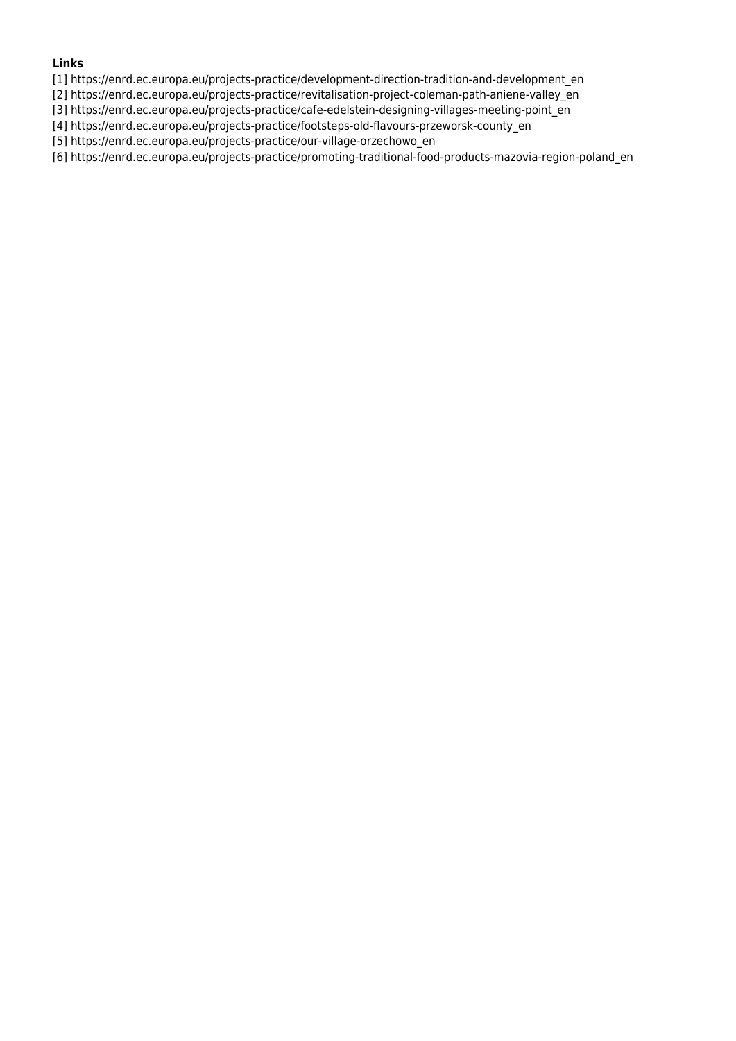**Links**

[1] https://enrd.ec.europa.eu/projects-practice/development-direction-tradition-and-development_en
[2] https://enrd.ec.europa.eu/projects-practice/revitalisation-project-coleman-path-aniene-valley_en
[3] https://enrd.ec.europa.eu/projects-practice/cafe-edelstein-designing-villages-meeting-point_en
[4] https://enrd.ec.europa.eu/projects-practice/footsteps-old-flavours-przeworsk-county_en
[5] https://enrd.ec.europa.eu/projects-practice/our-village-orzechowo_en
[6] https://enrd.ec.europa.eu/projects-practice/promoting-traditional-food-products-mazovia-region-poland_en